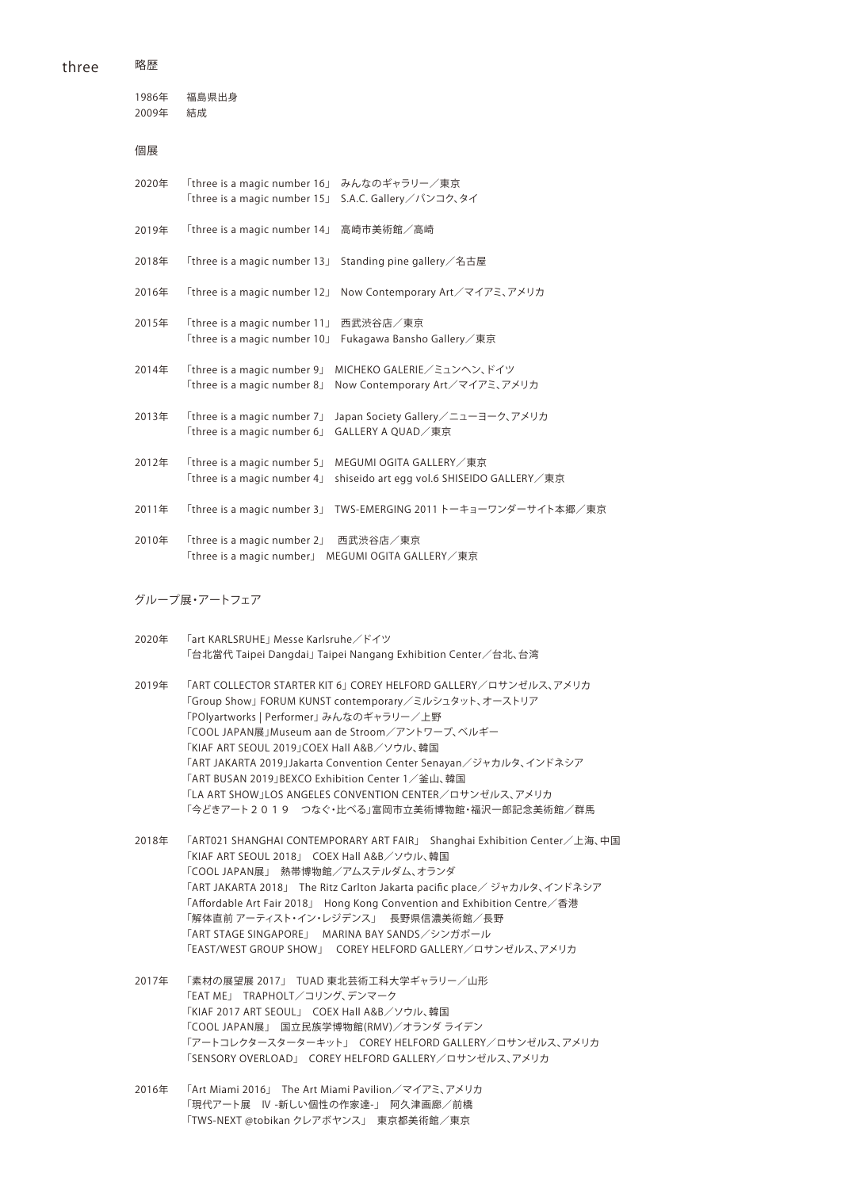# three

## 略歴

1986年　福島県出身
2009年　結成

## 個展

2020年　「three is a magic number 16」 みんなのギャラリー／東京
「three is a magic number 15」 S.A.C. Gallery／バンコク、タイ

2019年　「three is a magic number 14」 高崎市美術館／高崎

2018年　「three is a magic number 13」 Standing pine gallery／名古屋

2016年　「three is a magic number 12」 Now Contemporary Art／マイアミ、アメリカ

2015年　「three is a magic number 11」 西武渋谷店／東京
「three is a magic number 10」 Fukagawa Bansho Gallery／東京

2014年　「three is a magic number 9」 MICHEKO GALERIE／ミュンヘン、ドイツ
「three is a magic number 8」 Now Contemporary Art／マイアミ、アメリカ

2013年　「three is a magic number 7」 Japan Society Gallery／ニューヨーク、アメリカ
「three is a magic number 6」 GALLERY A QUAD／東京

2012年　「three is a magic number 5」 MEGUMI OGITA GALLERY／東京
「three is a magic number 4」 shiseido art egg vol.6 SHISEIDO GALLERY／東京

2011年　「three is a magic number 3」 TWS-EMERGING 2011 トーキョーワンダーサイト本郷／東京

2010年　「three is a magic number 2」 西武渋谷店／東京
「three is a magic number」 MEGUMI OGITA GALLERY／東京

## グループ展・アートフェア

2020年　「art KARLSRUHE」 Messe Karlsruhe／ドイツ
「台北當代 Taipei Dangdai」 Taipei Nangang Exhibition Center／台北、台湾

2019年　「ART COLLECTOR STARTER KIT 6」 COREY HELFORD GALLERY／ロサンゼルス、アメリカ
「Group Show」 FORUM KUNST contemporary／ミルシュタット、オーストリア
「POlyartworks | Performer」 みんなのギャラリー／上野
「COOL JAPAN展」Museum aan de Stroom／アントワープ、ベルギー
「KIAF ART SEOUL 2019」COEX Hall A&B／ソウル、韓国
「ART JAKARTA 2019」Jakarta Convention Center Senayan／ジャカルタ、インドネシア
「ART BUSAN 2019」BEXCO Exhibition Center 1／釜山、韓国
「LA ART SHOW」LOS ANGELES CONVENTION CENTER／ロサンゼルス、アメリカ
「今どきアート２０１９　つなぐ・比べる」富岡市立美術博物館・福沢一郎記念美術館／群馬

2018年　「ART021 SHANGHAI CONTEMPORARY ART FAIR」 Shanghai Exhibition Center／上海、中国
「KIAF ART SEOUL 2018」 COEX Hall A&B／ソウル、韓国
「COOL JAPAN展」 熱帯博物館／アムステルダム、オランダ
「ART JAKARTA 2018」 The Ritz Carlton Jakarta pacific place／ ジャカルタ、インドネシア
「Affordable Art Fair 2018」 Hong Kong Convention and Exhibition Centre／香港
「解体直前 アーティスト・イン・レジデンス」 長野県信濃美術館／長野
「ART STAGE SINGAPORE」 MARINA BAY SANDS／シンガポール
「EAST/WEST GROUP SHOW」 COREY HELFORD GALLERY／ロサンゼルス、アメリカ

2017年　「素材の展望展 2017」 TUAD 東北芸術工科大学ギャラリー／山形
「EAT ME」 TRAPHOLT／コリング、デンマーク
「KIAF 2017 ART SEOUL」 COEX Hall A&B／ソウル、韓国
「COOL JAPAN展」 国立民族学博物館(RMV)／オランダ ライデン
「アートコレクタースターターキット」 COREY HELFORD GALLERY／ロサンゼルス、アメリカ
「SENSORY OVERLOAD」 COREY HELFORD GALLERY／ロサンゼルス、アメリカ

2016年　「Art Miami 2016」 The Art Miami Pavilion／マイアミ、アメリカ
「現代アート展　IV -新しい個性の作家達-」 阿久津画廊／前橋
「TWS-NEXT @tobikan クレアボヤンス」 東京都美術館／東京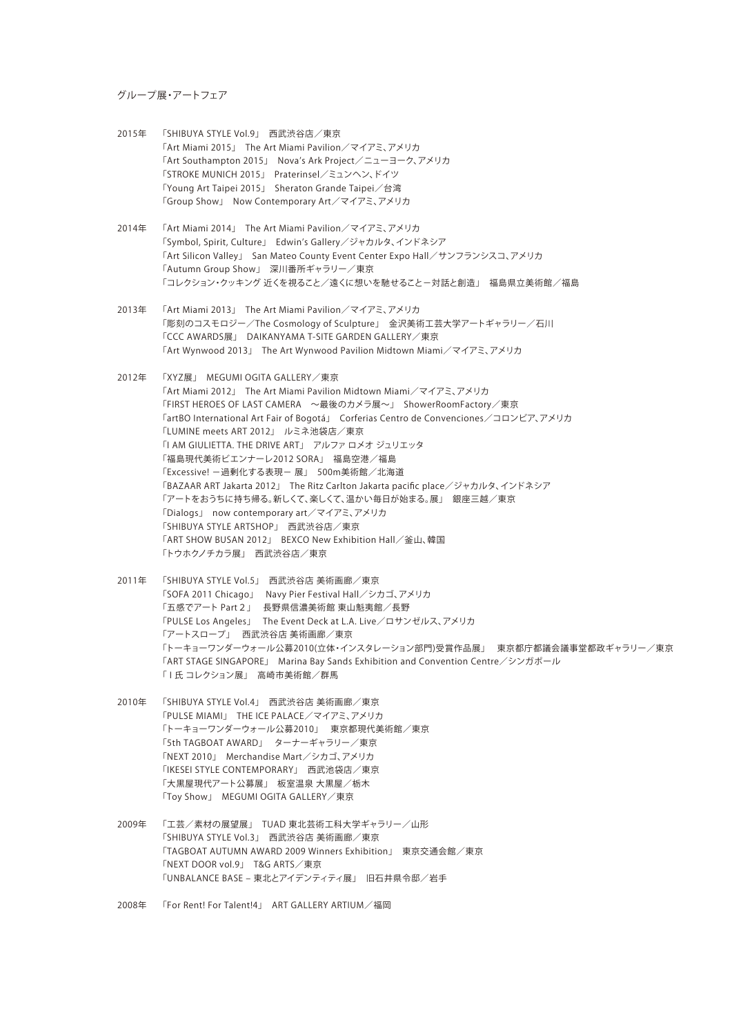## グループ展・アートフェア

2015年
- 「SHIBUYA STYLE Vol.9」 西武渋谷店／東京
- 「Art Miami 2015」 The Art Miami Pavilion／マイアミ、アメリカ
- 「Art Southampton 2015」 Nova's Ark Project／ニューヨーク、アメリカ
- 「STROKE MUNICH 2015」 Praterinsel／ミュンヘン、ドイツ
- 「Young Art Taipei 2015」 Sheraton Grande Taipei／台湾
- 「Group Show」 Now Contemporary Art／マイアミ、アメリカ

2014年
- 「Art Miami 2014」 The Art Miami Pavilion／マイアミ、アメリカ
- 「Symbol, Spirit, Culture」 Edwin's Gallery／ジャカルタ、インドネシア
- 「Art Silicon Valley」 San Mateo County Event Center Expo Hall／サンフランシスコ、アメリカ
- 「Autumn Group Show」 深川番所ギャラリー／東京
- 「コレクション・クッキング 近くを視ること／遠くに想いを馳せることー対話と創造」 福島県立美術館／福島

2013年
- 「Art Miami 2013」 The Art Miami Pavilion／マイアミ、アメリカ
- 「彫刻のコスモロジー／The Cosmology of Sculpture」 金沢美術工芸大学アートギャラリー／石川
- 「CCC AWARDS展」 DAIKANYAMA T-SITE GARDEN GALLERY／東京
- 「Art Wynwood 2013」 The Art Wynwood Pavilion Midtown Miami／マイアミ、アメリカ

2012年
- 「XYZ展」 MEGUMI OGITA GALLERY／東京
- 「Art Miami 2012」 The Art Miami Pavilion Midtown Miami／マイアミ、アメリカ
- 「FIRST HEROES OF LAST CAMERA　～最後のカメラ展～」 ShowerRoomFactory／東京
- 「artBO International Art Fair of Bogotá」 Corferias Centro de Convenciones／コロンビア、アメリカ
- 「LUMINE meets ART 2012」 ルミネ池袋店／東京
- 「I AM GIULIETTA. THE DRIVE ART」 アルファ ロメオ ジュリエッタ
- 「福島現代美術ビエンナーレ2012 SORA」 福島空港／福島
- 「Excessive! ー過剰化する表現ー 展」 500m美術館／北海道
- 「BAZAAR ART Jakarta 2012」 The Ritz Carlton Jakarta pacific place／ジャカルタ、インドネシア
- 「アートをおうちに持ち帰る。新しくて、楽しくて、温かい毎日が始まる。展」 銀座三越／東京
- 「Dialogs」 now contemporary art／マイアミ、アメリカ
- 「SHIBUYA STYLE ARTSHOP」 西武渋谷店／東京
- 「ART SHOW BUSAN 2012」 BEXCO New Exhibition Hall／釜山、韓国
- 「トウホクノチカラ展」 西武渋谷店／東京

2011年
- 「SHIBUYA STYLE Vol.5」 西武渋谷店 美術画廊／東京
- 「SOFA 2011 Chicago」 Navy Pier Festival Hall／シカゴ、アメリカ
- 「五感でアート Part 2」 長野県信濃美術館 東山魁夷館／長野
- 「PULSE Los Angeles」 The Event Deck at L.A. Live／ロサンゼルス、アメリカ
- 「アートスロープ」 西武渋谷店 美術画廊／東京
- 「トーキョーワンダーウォール公募2010(立体・インスタレーション部門)受賞作品展」 東京都庁都議会議事堂都政ギャラリー／東京
- 「ART STAGE SINGAPORE」 Marina Bay Sands Exhibition and Convention Centre／シンガポール
- 「I 氏 コレクション展」 高崎市美術館／群馬

2010年
- 「SHIBUYA STYLE Vol.4」 西武渋谷店 美術画廊／東京
- 「PULSE MIAMI」 THE ICE PALACE／マイアミ、アメリカ
- 「トーキョーワンダーウォール公募2010」 東京都現代美術館／東京
- 「5th TAGBOAT AWARD」 ターナーギャラリー／東京
- 「NEXT 2010」 Merchandise Mart／シカゴ、アメリカ
- 「IKESEI STYLE CONTEMPORARY」 西武池袋店／東京
- 「大黒屋現代アート公募展」 板室温泉 大黒屋／栃木
- 「Toy Show」 MEGUMI OGITA GALLERY／東京

2009年
- 「工芸／素材の展望展」 TUAD 東北芸術工科大学ギャラリー／山形
- 「SHIBUYA STYLE Vol.3」 西武渋谷店 美術画廊／東京
- 「TAGBOAT AUTUMN AWARD 2009 Winners Exhibition」 東京交通会館／東京
- 「NEXT DOOR vol.9」 T&G ARTS／東京
- 「UNBALANCE BASE – 東北とアイデンティティ展」 旧石井県令邸／岩手

2008年
- 「For Rent! For Talent!4」 ART GALLERY ARTIUM／福岡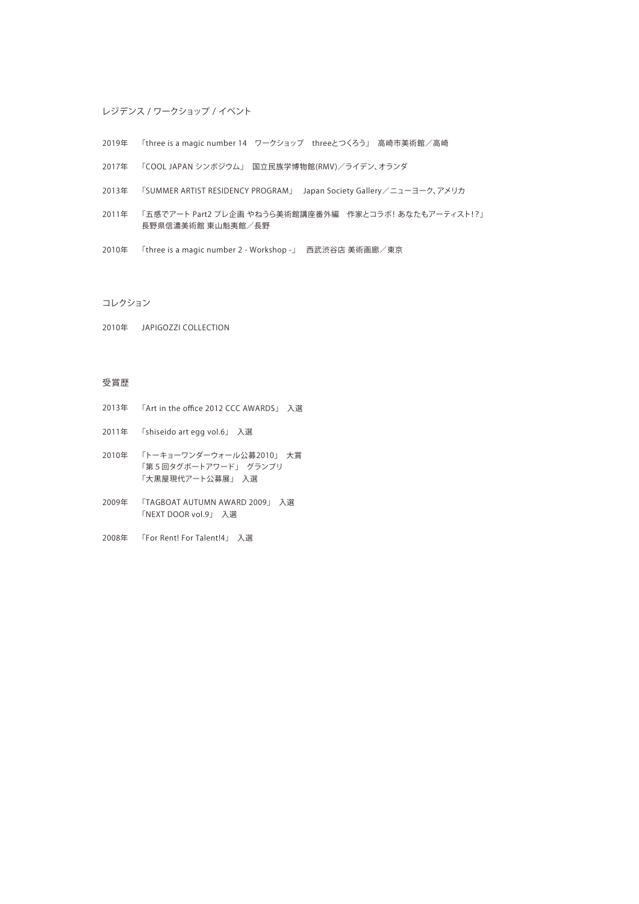## レジデンス / ワークショップ / イベント

2019年　「three is a magic number 14　ワークショップ　threeとつくろう」 高崎市美術館／高崎

2017年　「COOL JAPAN シンポジウム」 国立民族学博物館(RMV)／ライデン、オランダ

2013年　「SUMMER ARTIST RESIDENCY PROGRAM」　Japan Society Gallery／ニューヨーク、アメリカ

2011年　「五感でアート Part2 プレ企画 やねうら美術館講座番外編　作家とコラボ! あなたもアーティスト!?」
長野県信濃美術館 東山魁夷館／長野

2010年　「three is a magic number 2 - Workshop -」　西武渋谷店 美術画廊／東京

## コレクション

2010年　JAPIGOZZI COLLECTION

## 受賞歴

2013年　「Art in the office 2012 CCC AWARDS」 入選

2011年　「shiseido art egg vol.6」 入選

2010年　「トーキョーワンダーウォール公募2010」 大賞
「第５回タグボートアワード」 グランプリ
「大黒屋現代アート公募展」 入選

2009年　「TAGBOAT AUTUMN AWARD 2009」 入選
「NEXT DOOR vol.9」 入選

2008年　「For Rent! For Talent!4」 入選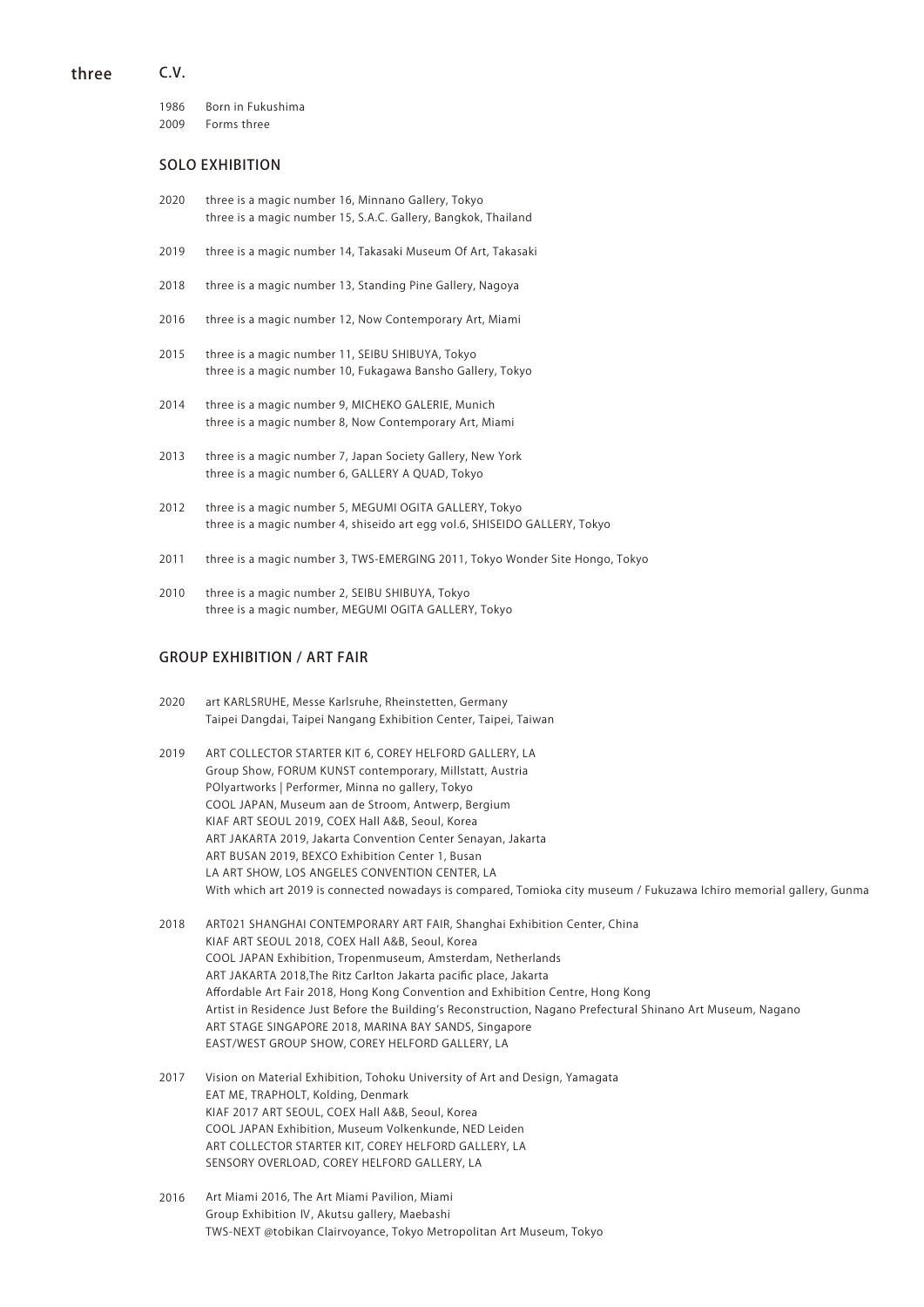# three

## C.V.

1986 Born in Fukushima
2009 Forms three

### SOLO EXHIBITION

**2020**
three is a magic number 16, Minnano Gallery, Tokyo
three is a magic number 15, S.A.C. Gallery, Bangkok, Thailand

**2019**
three is a magic number 14, Takasaki Museum Of Art, Takasaki

**2018**
three is a magic number 13, Standing Pine Gallery, Nagoya

**2016**
three is a magic number 12, Now Contemporary Art, Miami

**2015**
three is a magic number 11, SEIBU SHIBUYA, Tokyo
three is a magic number 10, Fukagawa Bansho Gallery, Tokyo

**2014**
three is a magic number 9, MICHEKO GALERIE, Munich
three is a magic number 8, Now Contemporary Art, Miami

**2013**
three is a magic number 7, Japan Society Gallery, New York
three is a magic number 6, GALLERY A QUAD, Tokyo

**2012**
three is a magic number 5, MEGUMI OGITA GALLERY, Tokyo
three is a magic number 4, shiseido art egg vol.6, SHISEIDO GALLERY, Tokyo

**2011**
three is a magic number 3, TWS-EMERGING 2011, Tokyo Wonder Site Hongo, Tokyo

**2010**
three is a magic number 2, SEIBU SHIBUYA, Tokyo
three is a magic number, MEGUMI OGITA GALLERY, Tokyo

### GROUP EXHIBITION / ART FAIR

**2020**
art KARLSRUHE, Messe Karlsruhe, Rheinstetten, Germany
Taipei Dangdai, Taipei Nangang Exhibition Center, Taipei, Taiwan

**2019**
ART COLLECTOR STARTER KIT 6, COREY HELFORD GALLERY, LA
Group Show, FORUM KUNST contemporary, Millstatt, Austria
POlyartworks | Performer, Minna no gallery, Tokyo
COOL JAPAN, Museum aan de Stroom, Antwerp, Bergium
KIAF ART SEOUL 2019, COEX Hall A&B, Seoul, Korea
ART JAKARTA 2019, Jakarta Convention Center Senayan, Jakarta
ART BUSAN 2019, BEXCO Exhibition Center 1, Busan
LA ART SHOW, LOS ANGELES CONVENTION CENTER, LA
With which art 2019 is connected nowadays is compared, Tomioka city museum / Fukuzawa Ichiro memorial gallery, Gunma

**2018**
ART021 SHANGHAI CONTEMPORARY ART FAIR, Shanghai Exhibition Center, China
KIAF ART SEOUL 2018, COEX Hall A&B, Seoul, Korea
COOL JAPAN Exhibition, Tropenmuseum, Amsterdam, Netherlands
ART JAKARTA 2018,The Ritz Carlton Jakarta pacific place, Jakarta
Affordable Art Fair 2018, Hong Kong Convention and Exhibition Centre, Hong Kong
Artist in Residence Just Before the Building's Reconstruction, Nagano Prefectural Shinano Art Museum, Nagano
ART STAGE SINGAPORE 2018, MARINA BAY SANDS, Singapore
EAST/WEST GROUP SHOW, COREY HELFORD GALLERY, LA

**2017**
Vision on Material Exhibition, Tohoku University of Art and Design, Yamagata
EAT ME, TRAPHOLT, Kolding, Denmark
KIAF 2017 ART SEOUL, COEX Hall A&B, Seoul, Korea
COOL JAPAN Exhibition, Museum Volkenkunde, NED Leiden
ART COLLECTOR STARTER KIT, COREY HELFORD GALLERY, LA
SENSORY OVERLOAD, COREY HELFORD GALLERY, LA

**2016**
Art Miami 2016, The Art Miami Pavilion, Miami
Group Exhibition Ⅳ, Akutsu gallery, Maebashi
TWS-NEXT @tobikan Clairvoyance, Tokyo Metropolitan Art Museum, Tokyo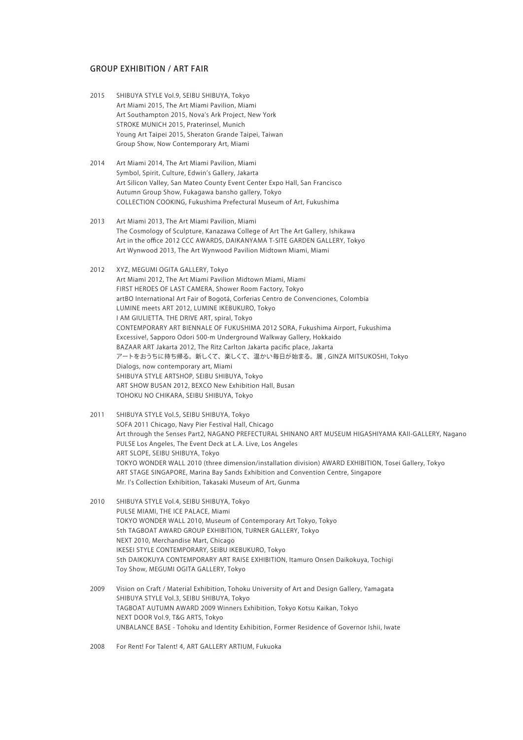## GROUP EXHIBITION / ART FAIR

**2015**
SHIBUYA STYLE Vol.9, SEIBU SHIBUYA, Tokyo
Art Miami 2015, The Art Miami Pavilion, Miami
Art Southampton 2015, Nova's Ark Project, New York
STROKE MUNICH 2015, Praterinsel, Munich
Young Art Taipei 2015, Sheraton Grande Taipei, Taiwan
Group Show, Now Contemporary Art, Miami

**2014**
Art Miami 2014, The Art Miami Pavilion, Miami
Symbol, Spirit, Culture, Edwin's Gallery, Jakarta
Art Silicon Valley, San Mateo County Event Center Expo Hall, San Francisco
Autumn Group Show, Fukagawa bansho gallery, Tokyo
COLLECTION COOKING, Fukushima Prefectural Museum of Art, Fukushima

**2013**
Art Miami 2013, The Art Miami Pavilion, Miami
The Cosmology of Sculpture, Kanazawa College of Art The Art Gallery, Ishikawa
Art in the office 2012 CCC AWARDS, DAIKANYAMA T-SITE GARDEN GALLERY, Tokyo
Art Wynwood 2013, The Art Wynwood Pavilion Midtown Miami, Miami

**2012**
XYZ, MEGUMI OGITA GALLERY, Tokyo
Art Miami 2012, The Art Miami Pavilion Midtown Miami, Miami
FIRST HEROES OF LAST CAMERA, Shower Room Factory, Tokyo
artBO International Art Fair of Bogotá, Corferias Centro de Convenciones, Colombia
LUMINE meets ART 2012, LUMINE IKEBUKURO, Tokyo
I AM GIULIETTA. THE DRIVE ART, spiral, Tokyo
CONTEMPORARY ART BIENNALE OF FUKUSHIMA 2012 SORA, Fukushima Airport, Fukushima
Excessive!, Sapporo Odori 500-m Underground Walkway Gallery, Hokkaido
BAZAAR ART Jakarta 2012, The Ritz Carlton Jakarta pacific place, Jakarta
アートをおうちに持ち帰る。新しくて、楽しくて、温かい毎日が始まる。展 , GINZA MITSUKOSHI, Tokyo
Dialogs, now contemporary art, Miami
SHIBUYA STYLE ARTSHOP, SEIBU SHIBUYA, Tokyo
ART SHOW BUSAN 2012, BEXCO New Exhibition Hall, Busan
TOHOKU NO CHIKARA, SEIBU SHIBUYA, Tokyo

**2011**
SHIBUYA STYLE Vol.5, SEIBU SHIBUYA, Tokyo
SOFA 2011 Chicago, Navy Pier Festival Hall, Chicago
Art through the Senses Part2, NAGANO PREFECTURAL SHINANO ART MUSEUM HIGASHIYAMA KAII-GALLERY, Nagano
PULSE Los Angeles, The Event Deck at L.A. Live, Los Angeles
ART SLOPE, SEIBU SHIBUYA, Tokyo
TOKYO WONDER WALL 2010 (three dimension/installation division) AWARD EXHIBITION, Tosei Gallery, Tokyo
ART STAGE SINGAPORE, Marina Bay Sands Exhibition and Convention Centre, Singapore
Mr. I's Collection Exhibition, Takasaki Museum of Art, Gunma

**2010**
SHIBUYA STYLE Vol.4, SEIBU SHIBUYA, Tokyo
PULSE MIAMI, THE ICE PALACE, Miami
TOKYO WONDER WALL 2010, Museum of Contemporary Art Tokyo, Tokyo
5th TAGBOAT AWARD GROUP EXHIBITION, TURNER GALLERY, Tokyo
NEXT 2010, Merchandise Mart, Chicago
IKESEI STYLE CONTEMPORARY, SEIBU IKEBUKURO, Tokyo
5th DAIKOKUYA CONTEMPORARY ART RAISE EXHIBITION, Itamuro Onsen Daikokuya, Tochigi
Toy Show, MEGUMI OGITA GALLERY, Tokyo

**2009**
Vision on Craft / Material Exhibition, Tohoku University of Art and Design Gallery, Yamagata
SHIBUYA STYLE Vol.3, SEIBU SHIBUYA, Tokyo
TAGBOAT AUTUMN AWARD 2009 Winners Exhibition, Tokyo Kotsu Kaikan, Tokyo
NEXT DOOR Vol.9, T&G ARTS, Tokyo
UNBALANCE BASE - Tohoku and Identity Exhibition, Former Residence of Governor Ishii, Iwate

**2008**
For Rent! For Talent! 4, ART GALLERY ARTIUM, Fukuoka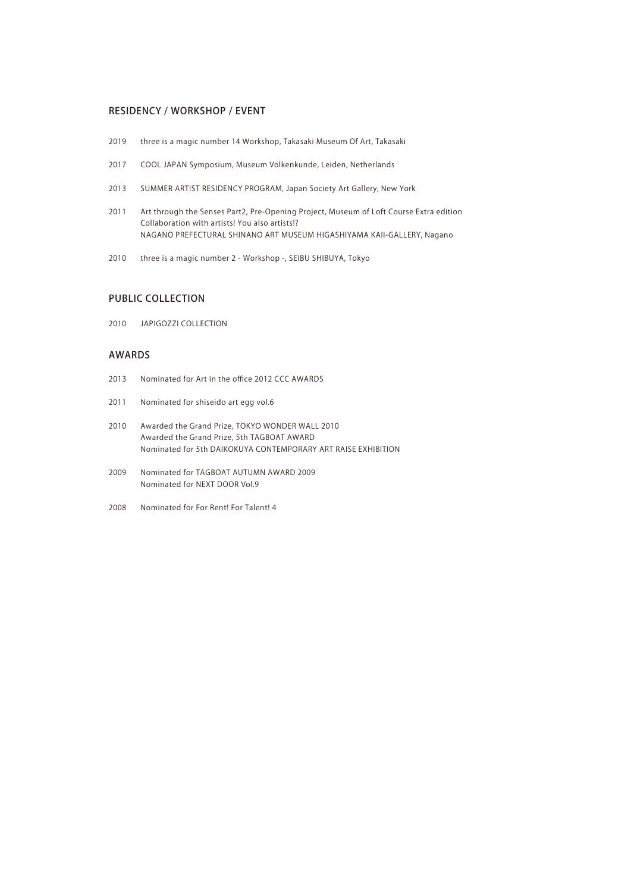## RESIDENCY / WORKSHOP / EVENT

2019 three is a magic number 14 Workshop, Takasaki Museum Of Art, Takasaki

2017 COOL JAPAN Symposium, Museum Volkenkunde, Leiden, Netherlands

2013 SUMMER ARTIST RESIDENCY PROGRAM, Japan Society Art Gallery, New York

2011 Art through the Senses Part2, Pre-Opening Project, Museum of Loft Course Extra edition
Collaboration with artists! You also artists!?
NAGANO PREFECTURAL SHINANO ART MUSEUM HIGASHIYAMA KAII-GALLERY, Nagano

2010 three is a magic number 2 - Workshop -, SEIBU SHIBUYA, Tokyo

## PUBLIC COLLECTION

2010 JAPIGOZZI COLLECTION

## AWARDS

2013 Nominated for Art in the office 2012 CCC AWARDS

2011 Nominated for shiseido art egg vol.6

2010 Awarded the Grand Prize, TOKYO WONDER WALL 2010
Awarded the Grand Prize, 5th TAGBOAT AWARD
Nominated for 5th DAIKOKUYA CONTEMPORARY ART RAISE EXHIBITION

2009 Nominated for TAGBOAT AUTUMN AWARD 2009
Nominated for NEXT DOOR Vol.9

2008 Nominated for For Rent! For Talent! 4